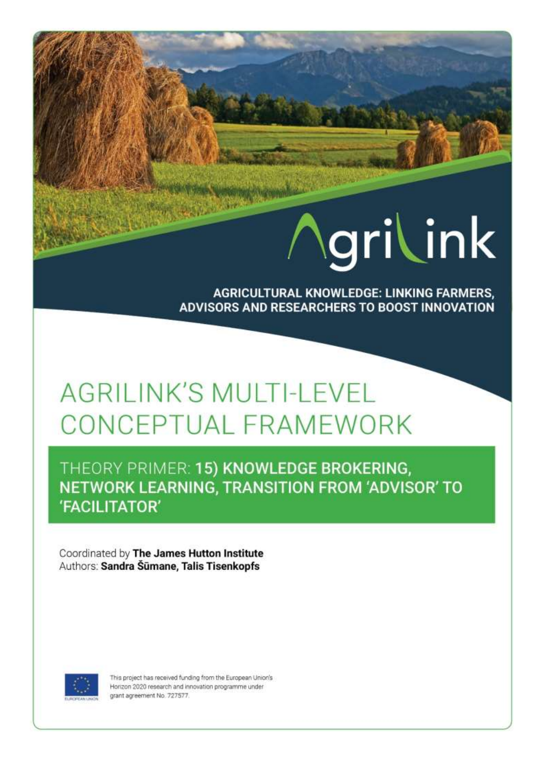# AgriLink

**AGRICULTURAL KNOWLEDGE: LINKING FARMERS, ADVISORS AND RESEARCHERS TO BOOST INNOVATION**

# AGRILINK'S MULTI-LEVEL CONCEPTUAL FRAMEWORK

## THEORY PRIMER: 15) KNOWLEDGE BROKERING, NETWORK LEARNING, TRANSITION FROM 'ADVISOR' TO 'FACILITATOR'

Coordinated by **The James Hutton Institute**
Authors: **Sandra Šūmane, Talis Tisenkopfs**

This project has received funding from the European Union's Horizon 2020 research and innovation programme under grant agreement No. 727577.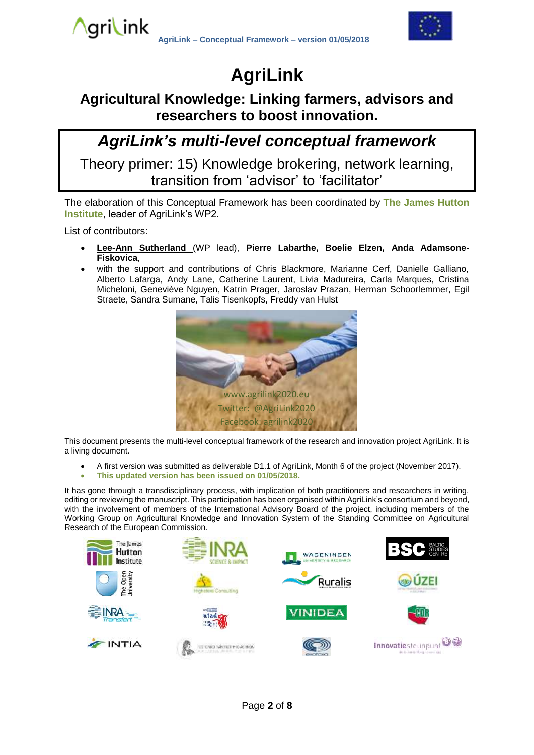# AgriLink

## Agricultural Knowledge: Linking farmers, advisors and researchers to boost innovation.

## *AgriLink's multi-level conceptual framework*

Theory primer: 15) Knowledge brokering, network learning, transition from 'advisor' to 'facilitator'

The elaboration of this Conceptual Framework has been coordinated by **The James Hutton Institute**, leader of AgriLink's WP2.

List of contributors:

- **Lee-Ann Sutherland** (WP lead), **Pierre Labarthe, Boelie Elzen, Anda Adamsone-Fiskovica**,
- with the support and contributions of Chris Blackmore, Marianne Cerf, Danielle Galliano, Alberto Lafarga, Andy Lane, Catherine Laurent, Livia Madureira, Carla Marques, Cristina Micheloni, Geneviève Nguyen, Katrin Prager, Jaroslav Prazan, Herman Schoorlemmer, Egil Straete, Sandra Sumane, Talis Tisenkopfs, Freddy van Hulst

www.agrilink2020.eu
Twitter: @AgriLink2020
Facebook: agrilink2020

This document presents the multi-level conceptual framework of the research and innovation project AgriLink. It is a living document.

- A first version was submitted as deliverable D1.1 of AgriLink, Month 6 of the project (November 2017).
- **This updated version has been issued on 01/05/2018.**

It has gone through a transdisciplinary process, with implication of both practitioners and researchers in writing, editing or reviewing the manuscript. This participation has been organised within AgriLink's consortium and beyond, with the involvement of members of the International Advisory Board of the project, including members of the Working Group on Agricultural Knowledge and Innovation System of the Standing Committee on Agricultural Research of the European Commission.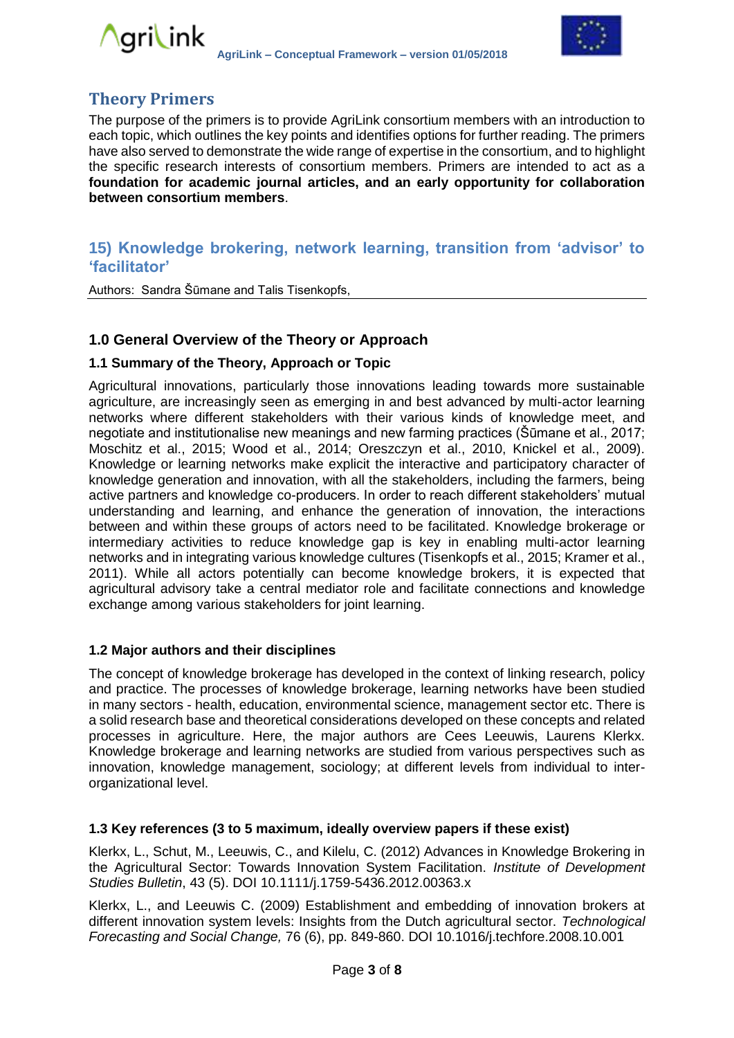## Theory Primers

The purpose of the primers is to provide AgriLink consortium members with an introduction to each topic, which outlines the key points and identifies options for further reading. The primers have also served to demonstrate the wide range of expertise in the consortium, and to highlight the specific research interests of consortium members. Primers are intended to act as a **foundation for academic journal articles, and an early opportunity for collaboration between consortium members**.

## 15) Knowledge brokering, network learning, transition from 'advisor' to 'facilitator'

Authors: Sandra Šūmane and Talis Tisenkopfs,

### 1.0 General Overview of the Theory or Approach

#### 1.1 Summary of the Theory, Approach or Topic

Agricultural innovations, particularly those innovations leading towards more sustainable agriculture, are increasingly seen as emerging in and best advanced by multi-actor learning networks where different stakeholders with their various kinds of knowledge meet, and negotiate and institutionalise new meanings and new farming practices (Šūmane et al., 2017; Moschitz et al., 2015; Wood et al., 2014; Oreszczyn et al., 2010, Knickel et al., 2009). Knowledge or learning networks make explicit the interactive and participatory character of knowledge generation and innovation, with all the stakeholders, including the farmers, being active partners and knowledge co-producers. In order to reach different stakeholders' mutual understanding and learning, and enhance the generation of innovation, the interactions between and within these groups of actors need to be facilitated. Knowledge brokerage or intermediary activities to reduce knowledge gap is key in enabling multi-actor learning networks and in integrating various knowledge cultures (Tisenkopfs et al., 2015; Kramer et al., 2011). While all actors potentially can become knowledge brokers, it is expected that agricultural advisory take a central mediator role and facilitate connections and knowledge exchange among various stakeholders for joint learning.

#### 1.2 Major authors and their disciplines

The concept of knowledge brokerage has developed in the context of linking research, policy and practice. The processes of knowledge brokerage, learning networks have been studied in many sectors - health, education, environmental science, management sector etc. There is a solid research base and theoretical considerations developed on these concepts and related processes in agriculture. Here, the major authors are Cees Leeuwis, Laurens Klerkx. Knowledge brokerage and learning networks are studied from various perspectives such as innovation, knowledge management, sociology; at different levels from individual to inter-organizational level.

#### 1.3 Key references (3 to 5 maximum, ideally overview papers if these exist)

Klerkx, L., Schut, M., Leeuwis, C., and Kilelu, C. (2012) Advances in Knowledge Brokering in the Agricultural Sector: Towards Innovation System Facilitation. *Institute of Development Studies Bulletin*, 43 (5). DOI 10.1111/j.1759-5436.2012.00363.x

Klerkx, L., and Leeuwis C. (2009) Establishment and embedding of innovation brokers at different innovation system levels: Insights from the Dutch agricultural sector. *Technological Forecasting and Social Change,* 76 (6), pp. 849-860. DOI 10.1016/j.techfore.2008.10.001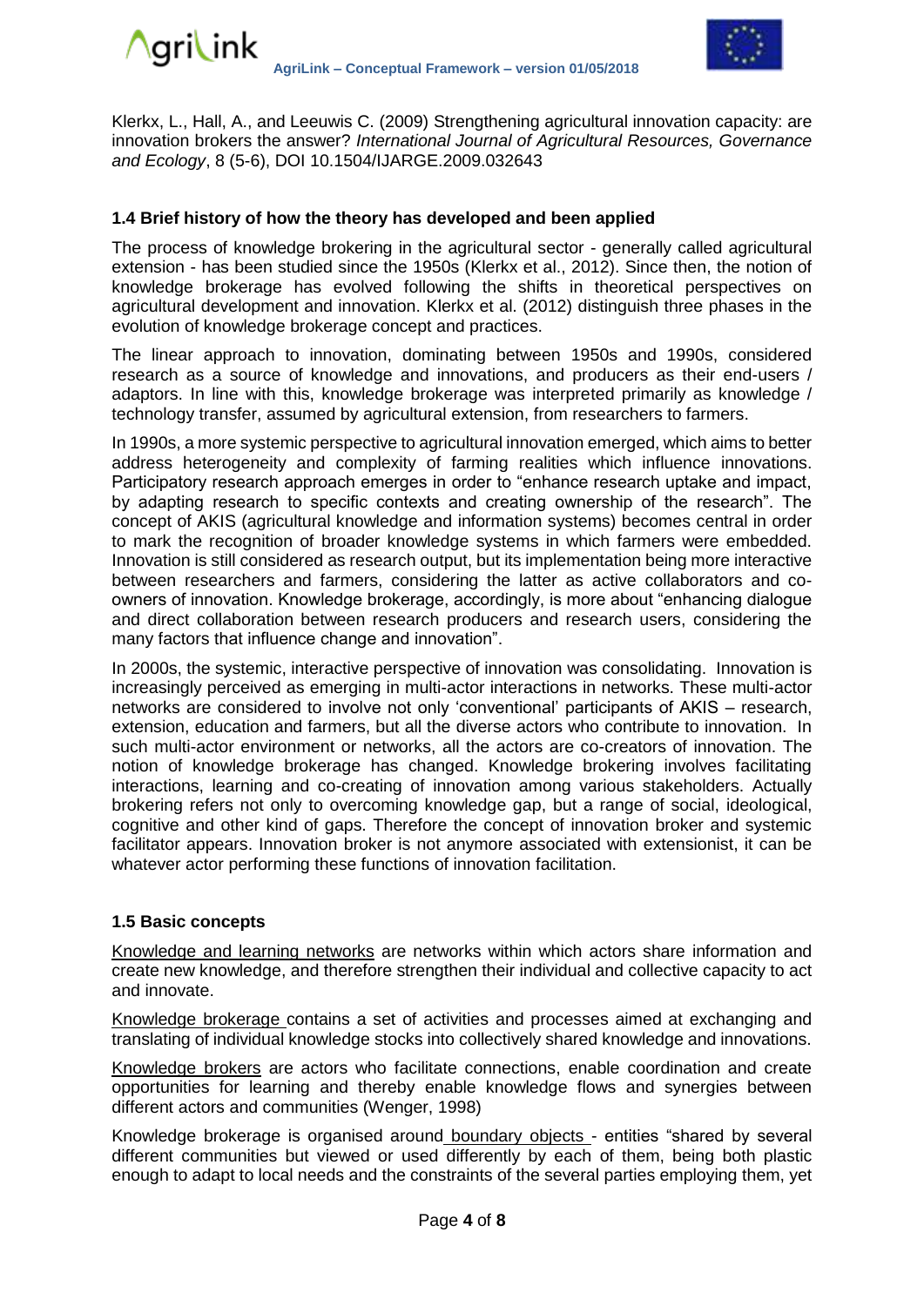Klerkx, L., Hall, A., and Leeuwis C. (2009) Strengthening agricultural innovation capacity: are innovation brokers the answer? *International Journal of Agricultural Resources, Governance and Ecology*, 8 (5-6), DOI 10.1504/IJARGE.2009.032643

### 1.4 Brief history of how the theory has developed and been applied

The process of knowledge brokering in the agricultural sector - generally called agricultural extension - has been studied since the 1950s (Klerkx et al., 2012). Since then, the notion of knowledge brokerage has evolved following the shifts in theoretical perspectives on agricultural development and innovation. Klerkx et al. (2012) distinguish three phases in the evolution of knowledge brokerage concept and practices.

The linear approach to innovation, dominating between 1950s and 1990s, considered research as a source of knowledge and innovations, and producers as their end-users / adaptors. In line with this, knowledge brokerage was interpreted primarily as knowledge / technology transfer, assumed by agricultural extension, from researchers to farmers.

In 1990s, a more systemic perspective to agricultural innovation emerged, which aims to better address heterogeneity and complexity of farming realities which influence innovations. Participatory research approach emerges in order to "enhance research uptake and impact, by adapting research to specific contexts and creating ownership of the research". The concept of AKIS (agricultural knowledge and information systems) becomes central in order to mark the recognition of broader knowledge systems in which farmers were embedded. Innovation is still considered as research output, but its implementation being more interactive between researchers and farmers, considering the latter as active collaborators and co-owners of innovation. Knowledge brokerage, accordingly, is more about "enhancing dialogue and direct collaboration between research producers and research users, considering the many factors that influence change and innovation".

In 2000s, the systemic, interactive perspective of innovation was consolidating. Innovation is increasingly perceived as emerging in multi-actor interactions in networks. These multi-actor networks are considered to involve not only 'conventional' participants of AKIS – research, extension, education and farmers, but all the diverse actors who contribute to innovation. In such multi-actor environment or networks, all the actors are co-creators of innovation. The notion of knowledge brokerage has changed. Knowledge brokering involves facilitating interactions, learning and co-creating of innovation among various stakeholders. Actually brokering refers not only to overcoming knowledge gap, but a range of social, ideological, cognitive and other kind of gaps. Therefore the concept of innovation broker and systemic facilitator appears. Innovation broker is not anymore associated with extensionist, it can be whatever actor performing these functions of innovation facilitation.

### 1.5 Basic concepts

Knowledge and learning networks are networks within which actors share information and create new knowledge, and therefore strengthen their individual and collective capacity to act and innovate.

Knowledge brokerage contains a set of activities and processes aimed at exchanging and translating of individual knowledge stocks into collectively shared knowledge and innovations.

Knowledge brokers are actors who facilitate connections, enable coordination and create opportunities for learning and thereby enable knowledge flows and synergies between different actors and communities (Wenger, 1998)

Knowledge brokerage is organised around boundary objects - entities "shared by several different communities but viewed or used differently by each of them, being both plastic enough to adapt to local needs and the constraints of the several parties employing them, yet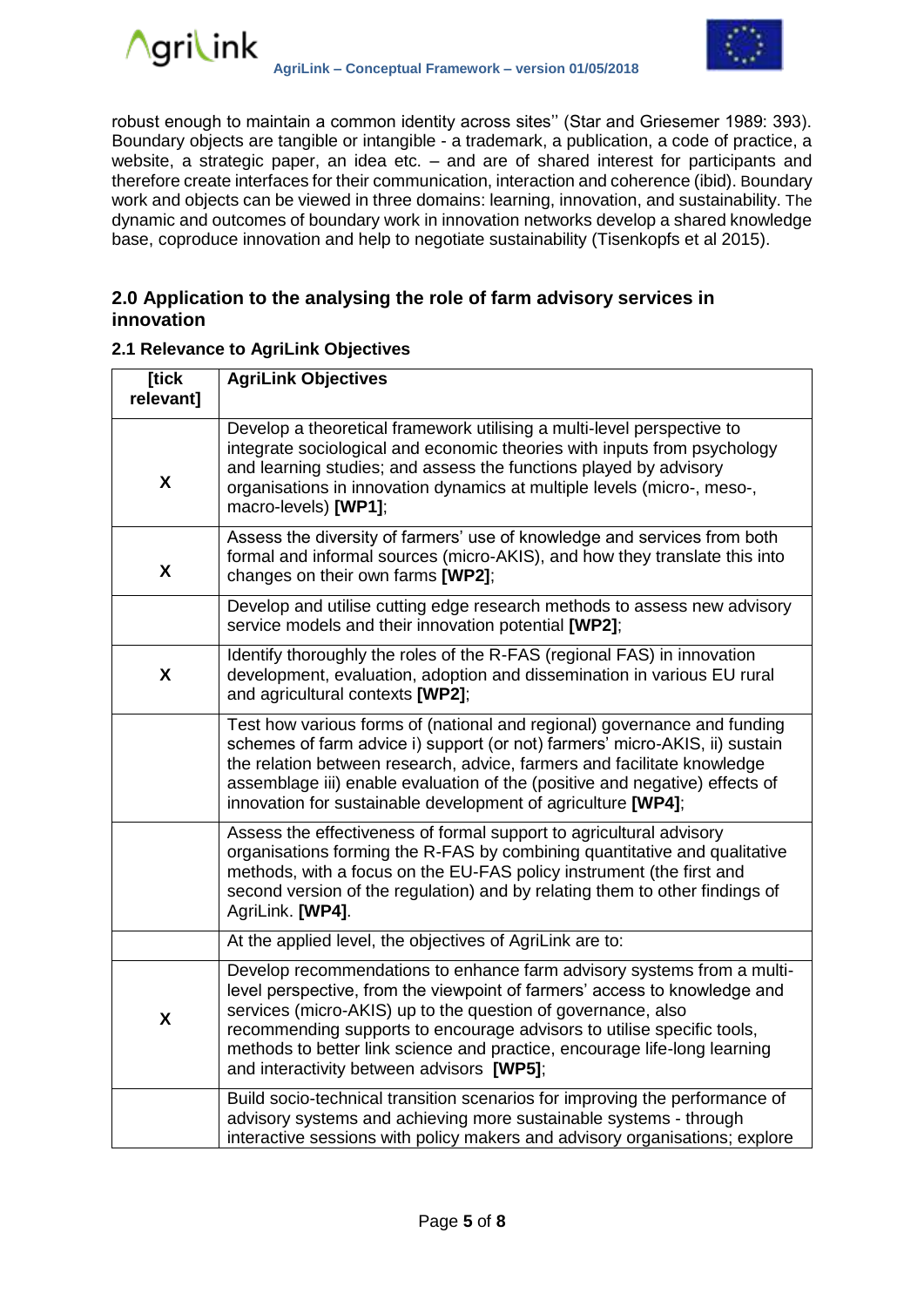robust enough to maintain a common identity across sites'' (Star and Griesemer 1989: 393). Boundary objects are tangible or intangible - a trademark, a publication, a code of practice, a website, a strategic paper, an idea etc. – and are of shared interest for participants and therefore create interfaces for their communication, interaction and coherence (ibid). Boundary work and objects can be viewed in three domains: learning, innovation, and sustainability. The dynamic and outcomes of boundary work in innovation networks develop a shared knowledge base, coproduce innovation and help to negotiate sustainability (Tisenkopfs et al 2015).

## 2.0 Application to the analysing the role of farm advisory services in innovation

### 2.1 Relevance to AgriLink Objectives

| [tick relevant] | AgriLink Objectives |
|---|---|
| X | Develop a theoretical framework utilising a multi-level perspective to integrate sociological and economic theories with inputs from psychology and learning studies; and assess the functions played by advisory organisations in innovation dynamics at multiple levels (micro-, meso-, macro-levels) **[WP1]**; |
| X | Assess the diversity of farmers' use of knowledge and services from both formal and informal sources (micro-AKIS), and how they translate this into changes on their own farms **[WP2]**; |
| | Develop and utilise cutting edge research methods to assess new advisory service models and their innovation potential **[WP2]**; |
| X | Identify thoroughly the roles of the R-FAS (regional FAS) in innovation development, evaluation, adoption and dissemination in various EU rural and agricultural contexts **[WP2]**; |
| | Test how various forms of (national and regional) governance and funding schemes of farm advice i) support (or not) farmers' micro-AKIS, ii) sustain the relation between research, advice, farmers and facilitate knowledge assemblage iii) enable evaluation of the (positive and negative) effects of innovation for sustainable development of agriculture **[WP4]**; |
| | Assess the effectiveness of formal support to agricultural advisory organisations forming the R-FAS by combining quantitative and qualitative methods, with a focus on the EU-FAS policy instrument (the first and second version of the regulation) and by relating them to other findings of AgriLink. **[WP4]**. |
| | At the applied level, the objectives of AgriLink are to: |
| X | Develop recommendations to enhance farm advisory systems from a multi-level perspective, from the viewpoint of farmers' access to knowledge and services (micro-AKIS) up to the question of governance, also recommending supports to encourage advisors to utilise specific tools, methods to better link science and practice, encourage life-long learning and interactivity between advisors **[WP5]**; |
| | Build socio-technical transition scenarios for improving the performance of advisory systems and achieving more sustainable systems - through interactive sessions with policy makers and advisory organisations; explore |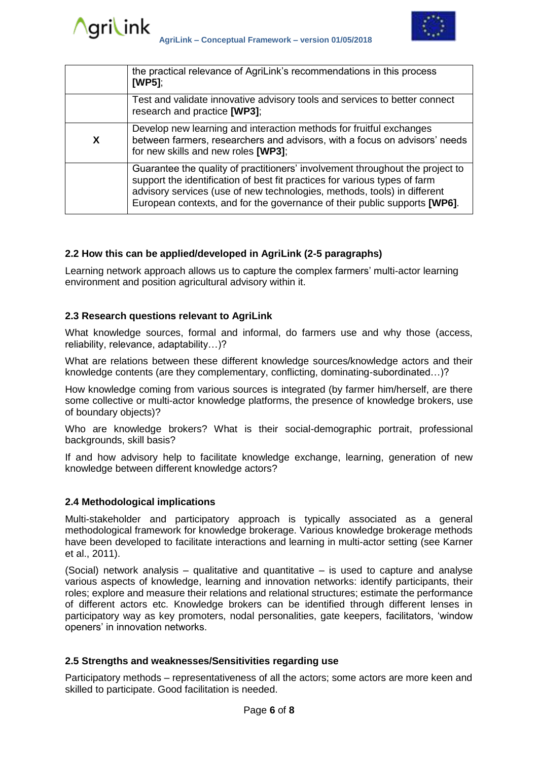|  |  |
| --- | --- |
|  | the practical relevance of AgriLink's recommendations in this process **[WP5]**; |
|  | Test and validate innovative advisory tools and services to better connect research and practice **[WP3]**; |
| **X** | Develop new learning and interaction methods for fruitful exchanges between farmers, researchers and advisors, with a focus on advisors' needs for new skills and new roles **[WP3]**; |
|  | Guarantee the quality of practitioners' involvement throughout the project to support the identification of best fit practices for various types of farm advisory services (use of new technologies, methods, tools) in different European contexts, and for the governance of their public supports **[WP6]**. |

### 2.2 How this can be applied/developed in AgriLink (2-5 paragraphs)

Learning network approach allows us to capture the complex farmers' multi-actor learning environment and position agricultural advisory within it.

### 2.3 Research questions relevant to AgriLink

What knowledge sources, formal and informal, do farmers use and why those (access, reliability, relevance, adaptability…)?

What are relations between these different knowledge sources/knowledge actors and their knowledge contents (are they complementary, conflicting, dominating-subordinated…)?

How knowledge coming from various sources is integrated (by farmer him/herself, are there some collective or multi-actor knowledge platforms, the presence of knowledge brokers, use of boundary objects)?

Who are knowledge brokers? What is their social-demographic portrait, professional backgrounds, skill basis?

If and how advisory help to facilitate knowledge exchange, learning, generation of new knowledge between different knowledge actors?

### 2.4 Methodological implications

Multi-stakeholder and participatory approach is typically associated as a general methodological framework for knowledge brokerage. Various knowledge brokerage methods have been developed to facilitate interactions and learning in multi-actor setting (see Karner et al., 2011).

(Social) network analysis – qualitative and quantitative – is used to capture and analyse various aspects of knowledge, learning and innovation networks: identify participants, their roles; explore and measure their relations and relational structures; estimate the performance of different actors etc. Knowledge brokers can be identified through different lenses in participatory way as key promoters, nodal personalities, gate keepers, facilitators, 'window openers' in innovation networks.

### 2.5 Strengths and weaknesses/Sensitivities regarding use

Participatory methods – representativeness of all the actors; some actors are more keen and skilled to participate. Good facilitation is needed.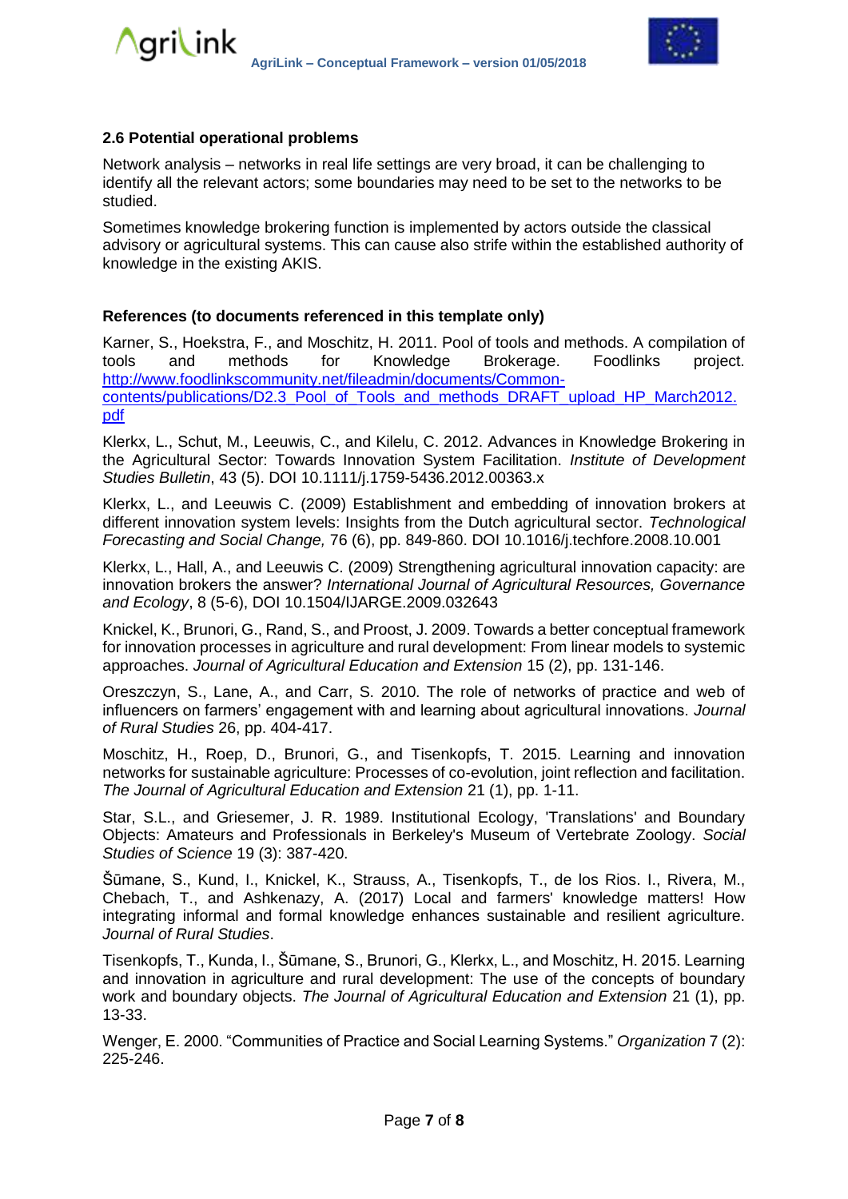### 2.6 Potential operational problems

Network analysis – networks in real life settings are very broad, it can be challenging to identify all the relevant actors; some boundaries may need to be set to the networks to be studied.

Sometimes knowledge brokering function is implemented by actors outside the classical advisory or agricultural systems. This can cause also strife within the established authority of knowledge in the existing AKIS.

#### References (to documents referenced in this template only)

Karner, S., Hoekstra, F., and Moschitz, H. 2011. Pool of tools and methods. A compilation of tools and methods for Knowledge Brokerage. Foodlinks project. http://www.foodlinkscommunity.net/fileadmin/documents/Common-contents/publications/D2.3_Pool_of_Tools_and_methods_DRAFT_upload_HP_March2012.pdf

Klerkx, L., Schut, M., Leeuwis, C., and Kilelu, C. 2012. Advances in Knowledge Brokering in the Agricultural Sector: Towards Innovation System Facilitation. *Institute of Development Studies Bulletin*, 43 (5). DOI 10.1111/j.1759-5436.2012.00363.x

Klerkx, L., and Leeuwis C. (2009) Establishment and embedding of innovation brokers at different innovation system levels: Insights from the Dutch agricultural sector. *Technological Forecasting and Social Change,* 76 (6), pp. 849-860. DOI 10.1016/j.techfore.2008.10.001

Klerkx, L., Hall, A., and Leeuwis C. (2009) Strengthening agricultural innovation capacity: are innovation brokers the answer? *International Journal of Agricultural Resources, Governance and Ecology*, 8 (5-6), DOI 10.1504/IJARGE.2009.032643

Knickel, K., Brunori, G., Rand, S., and Proost, J. 2009. Towards a better conceptual framework for innovation processes in agriculture and rural development: From linear models to systemic approaches. *Journal of Agricultural Education and Extension* 15 (2), pp. 131-146.

Oreszczyn, S., Lane, A., and Carr, S. 2010. The role of networks of practice and web of influencers on farmers' engagement with and learning about agricultural innovations. *Journal of Rural Studies* 26, pp. 404-417.

Moschitz, H., Roep, D., Brunori, G., and Tisenkopfs, T. 2015. Learning and innovation networks for sustainable agriculture: Processes of co-evolution, joint reflection and facilitation. *The Journal of Agricultural Education and Extension* 21 (1), pp. 1-11.

Star, S.L., and Griesemer, J. R. 1989. Institutional Ecology, 'Translations' and Boundary Objects: Amateurs and Professionals in Berkeley's Museum of Vertebrate Zoology. *Social Studies of Science* 19 (3): 387-420.

Šūmane, S., Kund, I., Knickel, K., Strauss, A., Tisenkopfs, T., de los Rios. I., Rivera, M., Chebach, T., and Ashkenazy, A. (2017) Local and farmers' knowledge matters! How integrating informal and formal knowledge enhances sustainable and resilient agriculture. *Journal of Rural Studies*.

Tisenkopfs, T., Kunda, I., Šūmane, S., Brunori, G., Klerkx, L., and Moschitz, H. 2015. Learning and innovation in agriculture and rural development: The use of the concepts of boundary work and boundary objects. *The Journal of Agricultural Education and Extension* 21 (1), pp. 13-33.

Wenger, E. 2000. "Communities of Practice and Social Learning Systems." *Organization* 7 (2): 225-246.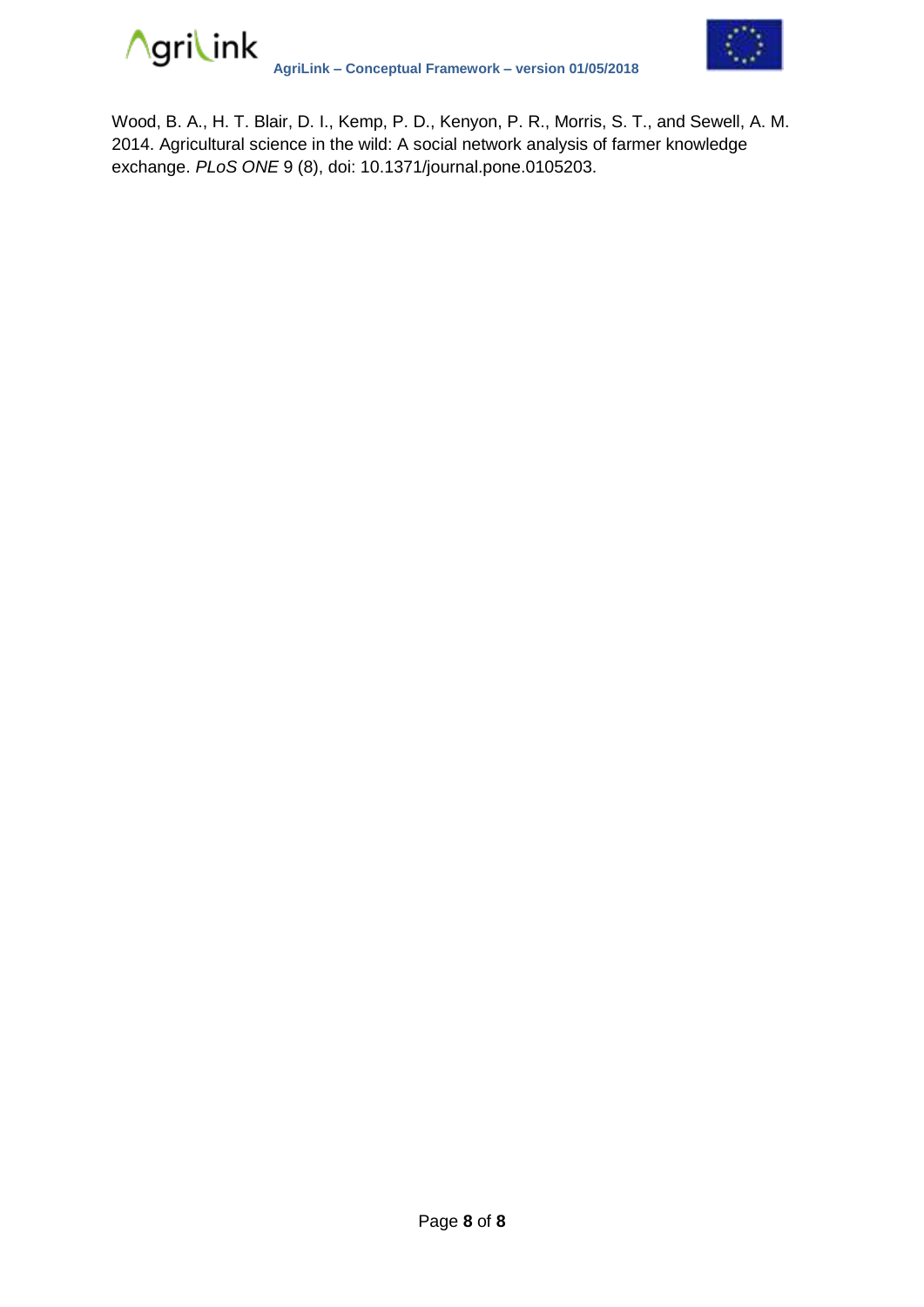Wood, B. A., H. T. Blair, D. I., Kemp, P. D., Kenyon, P. R., Morris, S. T., and Sewell, A. M. 2014. Agricultural science in the wild: A social network analysis of farmer knowledge exchange. *PLoS ONE* 9 (8), doi: 10.1371/journal.pone.0105203.